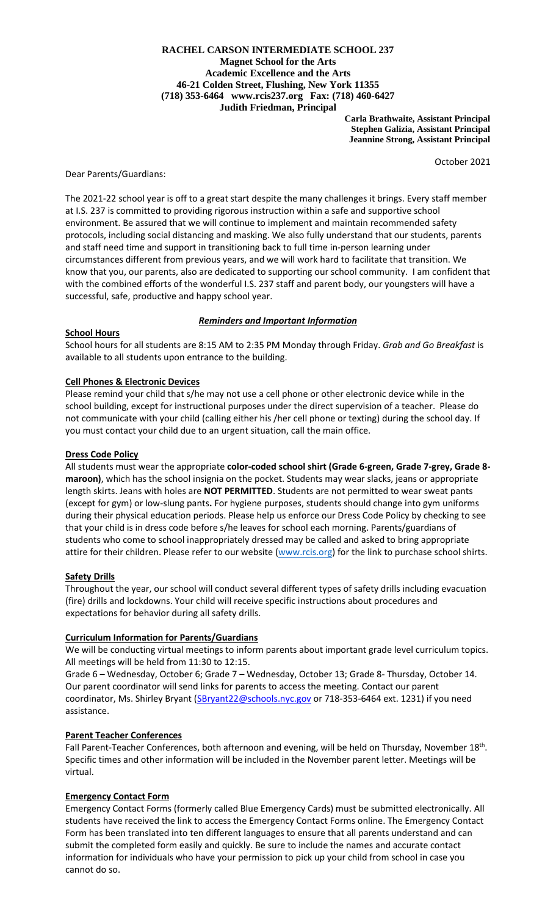**RACHEL CARSON INTERMEDIATE SCHOOL 237**
**Magnet School for the Arts**
**Academic Excellence and the Arts**
**46-21 Colden Street, Flushing, New York 11355**
**(718) 353-6464 www.rcis237.org Fax: (718) 460-6427**
**Judith Friedman, Principal**

**Carla Brathwaite, Assistant Principal**
**Stephen Galizia, Assistant Principal**
**Jeannine Strong, Assistant Principal**

October 2021

Dear Parents/Guardians:

The 2021-22 school year is off to a great start despite the many challenges it brings. Every staff member at I.S. 237 is committed to providing rigorous instruction within a safe and supportive school environment. Be assured that we will continue to implement and maintain recommended safety protocols, including social distancing and masking. We also fully understand that our students, parents and staff need time and support in transitioning back to full time in-person learning under circumstances different from previous years, and we will work hard to facilitate that transition. We know that you, our parents, also are dedicated to supporting our school community. I am confident that with the combined efforts of the wonderful I.S. 237 staff and parent body, our youngsters will have a successful, safe, productive and happy school year.

## ***Reminders and Important Information***

### **School Hours**

School hours for all students are 8:15 AM to 2:35 PM Monday through Friday. *Grab and Go Breakfast* is available to all students upon entrance to the building.

### **Cell Phones & Electronic Devices**

Please remind your child that s/he may not use a cell phone or other electronic device while in the school building, except for instructional purposes under the direct supervision of a teacher. Please do not communicate with your child (calling either his /her cell phone or texting) during the school day. If you must contact your child due to an urgent situation, call the main office.

### **Dress Code Policy**

All students must wear the appropriate **color-coded school shirt (Grade 6-green, Grade 7-grey, Grade 8-maroon)**, which has the school insignia on the pocket. Students may wear slacks, jeans or appropriate length skirts. Jeans with holes are **NOT PERMITTED**. Students are not permitted to wear sweat pants (except for gym) or low-slung pants**.** For hygiene purposes, students should change into gym uniforms during their physical education periods. Please help us enforce our Dress Code Policy by checking to see that your child is in dress code before s/he leaves for school each morning. Parents/guardians of students who come to school inappropriately dressed may be called and asked to bring appropriate attire for their children. Please refer to our website (www.rcis.org) for the link to purchase school shirts.

### **Safety Drills**

Throughout the year, our school will conduct several different types of safety drills including evacuation (fire) drills and lockdowns. Your child will receive specific instructions about procedures and expectations for behavior during all safety drills.

### **Curriculum Information for Parents/Guardians**

We will be conducting virtual meetings to inform parents about important grade level curriculum topics. All meetings will be held from 11:30 to 12:15.

Grade 6 – Wednesday, October 6; Grade 7 – Wednesday, October 13; Grade 8- Thursday, October 14. Our parent coordinator will send links for parents to access the meeting. Contact our parent coordinator, Ms. Shirley Bryant (SBryant22@schools.nyc.gov or 718-353-6464 ext. 1231) if you need assistance.

### **Parent Teacher Conferences**

Fall Parent-Teacher Conferences, both afternoon and evening, will be held on Thursday, November 18th. Specific times and other information will be included in the November parent letter. Meetings will be virtual.

### **Emergency Contact Form**

Emergency Contact Forms (formerly called Blue Emergency Cards) must be submitted electronically. All students have received the link to access the Emergency Contact Forms online. The Emergency Contact Form has been translated into ten different languages to ensure that all parents understand and can submit the completed form easily and quickly. Be sure to include the names and accurate contact information for individuals who have your permission to pick up your child from school in case you cannot do so.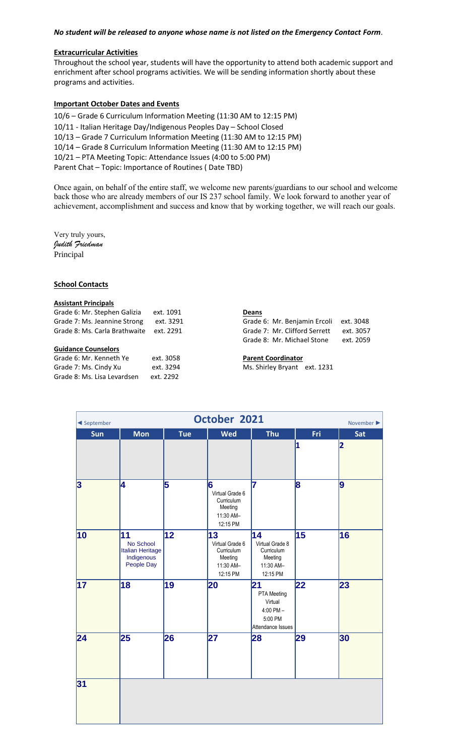***No student will be released to anyone whose name is not listed on the Emergency Contact Form*.**

**Extracurricular Activities**

Throughout the school year, students will have the opportunity to attend both academic support and enrichment after school programs activities. We will be sending information shortly about these programs and activities.

**Important October Dates and Events**

10/6 – Grade 6 Curriculum Information Meeting (11:30 AM to 12:15 PM)
10/11 - Italian Heritage Day/Indigenous Peoples Day – School Closed
10/13 – Grade 7 Curriculum Information Meeting (11:30 AM to 12:15 PM)
10/14 – Grade 8 Curriculum Information Meeting (11:30 AM to 12:15 PM)
10/21 – PTA Meeting Topic: Attendance Issues (4:00 to 5:00 PM)
Parent Chat – Topic: Importance of Routines ( Date TBD)

Once again, on behalf of the entire staff, we welcome new parents/guardians to our school and welcome back those who are already members of our IS 237 school family. We look forward to another year of achievement, accomplishment and success and know that by working together, we will reach our goals.

Very truly yours,
*Judith Friedman*
Principal

**School Contacts**

**Assistant Principals**
Grade 6: Mr. Stephen Galizia ext. 1091
Grade 7: Ms. Jeannine Strong ext. 3291
Grade 8: Ms. Carla Brathwaite ext. 2291

**Guidance Counselors**
Grade 6: Mr. Kenneth Ye ext. 3058
Grade 7: Ms. Cindy Xu ext. 3294
Grade 8: Ms. Lisa Levardsen ext. 2292

**Deans**
Grade 6: Mr. Benjamin Ercoli ext. 3048
Grade 7: Mr. Clifford Serrett ext. 3057
Grade 8: Mr. Michael Stone ext. 2059

**Parent Coordinator**
Ms. Shirley Bryant ext. 1231

◀ September **October 2021** November ▶

| Sun | Mon | Tue | Wed | Thu | Fri | Sat |
|---|---|---|---|---|---|---|
| | | | | | 1 | 2 |
| 3 | 4 | 5 | 6 Virtual Grade 6 Curriculum Meeting 11:30 AM– 12:15 PM | 7 | 8 | 9 |
| 10 | 11 No School Italian Heritage Indigenous People Day | 12 | 13 Virtual Grade 6 Curriculum Meeting 11:30 AM– 12:15 PM | 14 Virtual Grade 8 Curriculum Meeting 11:30 AM– 12:15 PM | 15 | 16 |
| 17 | 18 | 19 | 20 | 21 PTA Meeting Virtual 4:00 PM – 5:00 PM Attendance Issues | 22 | 23 |
| 24 | 25 | 26 | 27 | 28 | 29 | 30 |
| 31 | | | | | | |